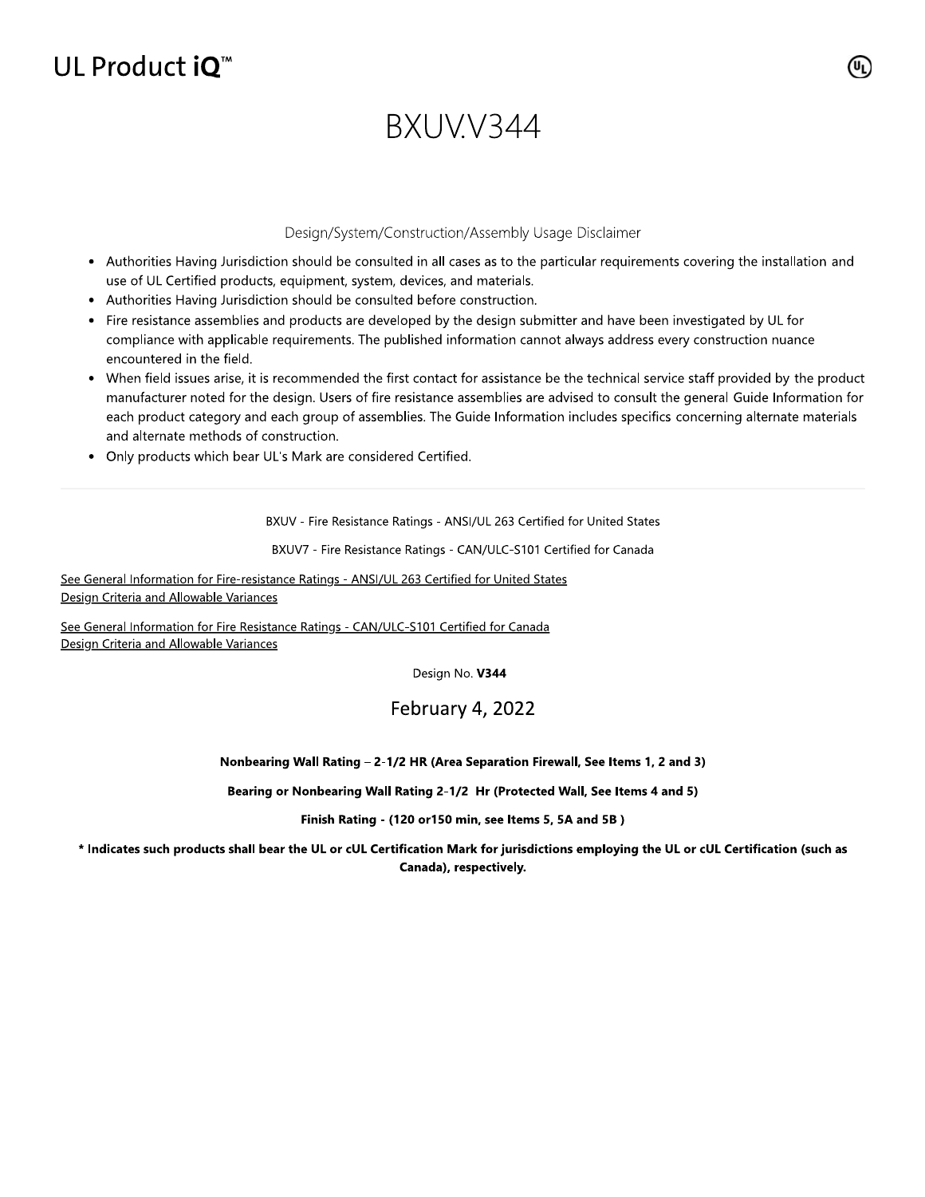UL Product iQ™

# BXUV.V344

Design/System/Construction/Assembly Usage Disclaimer

- Authorities Having Jurisdiction should be consulted in all cases as to the particular requirements covering the installation and use of UL Certified products, equipment, system, devices, and materials.
- Authorities Having Jurisdiction should be consulted before construction.
- Fire resistance assemblies and products are developed by the design submitter and have been investigated by UL for compliance with applicable requirements. The published information cannot always address every construction nuance encountered in the field.
- When field issues arise, it is recommended the first contact for assistance be the technical service staff provided by the product manufacturer noted for the design. Users of fire resistance assemblies are advised to consult the general Guide Information for each product category and each group of assemblies. The Guide Information includes specifics concerning alternate materials and alternate methods of construction.
- Only products which bear UL's Mark are considered Certified.

---

BXUV - Fire Resistance Ratings - ANSI/UL 263 Certified for United States

BXUV7 - Fire Resistance Ratings - CAN/ULC-S101 Certified for Canada

See General Information for Fire-resistance Ratings - ANSI/UL 263 Certified for United States
Design Criteria and Allowable Variances

See General Information for Fire Resistance Ratings - CAN/ULC-S101 Certified for Canada
Design Criteria and Allowable Variances

Design No. **V344**

## February 4, 2022

**Nonbearing Wall Rating – 2-1/2 HR (Area Separation Firewall, See Items 1, 2 and 3)**

**Bearing or Nonbearing Wall Rating 2-1/2 Hr (Protected Wall, See Items 4 and 5)**

**Finish Rating - (120 or150 min, see Items 5, 5A and 5B )**

**\* Indicates such products shall bear the UL or cUL Certification Mark for jurisdictions employing the UL or cUL Certification (such as Canada), respectively.**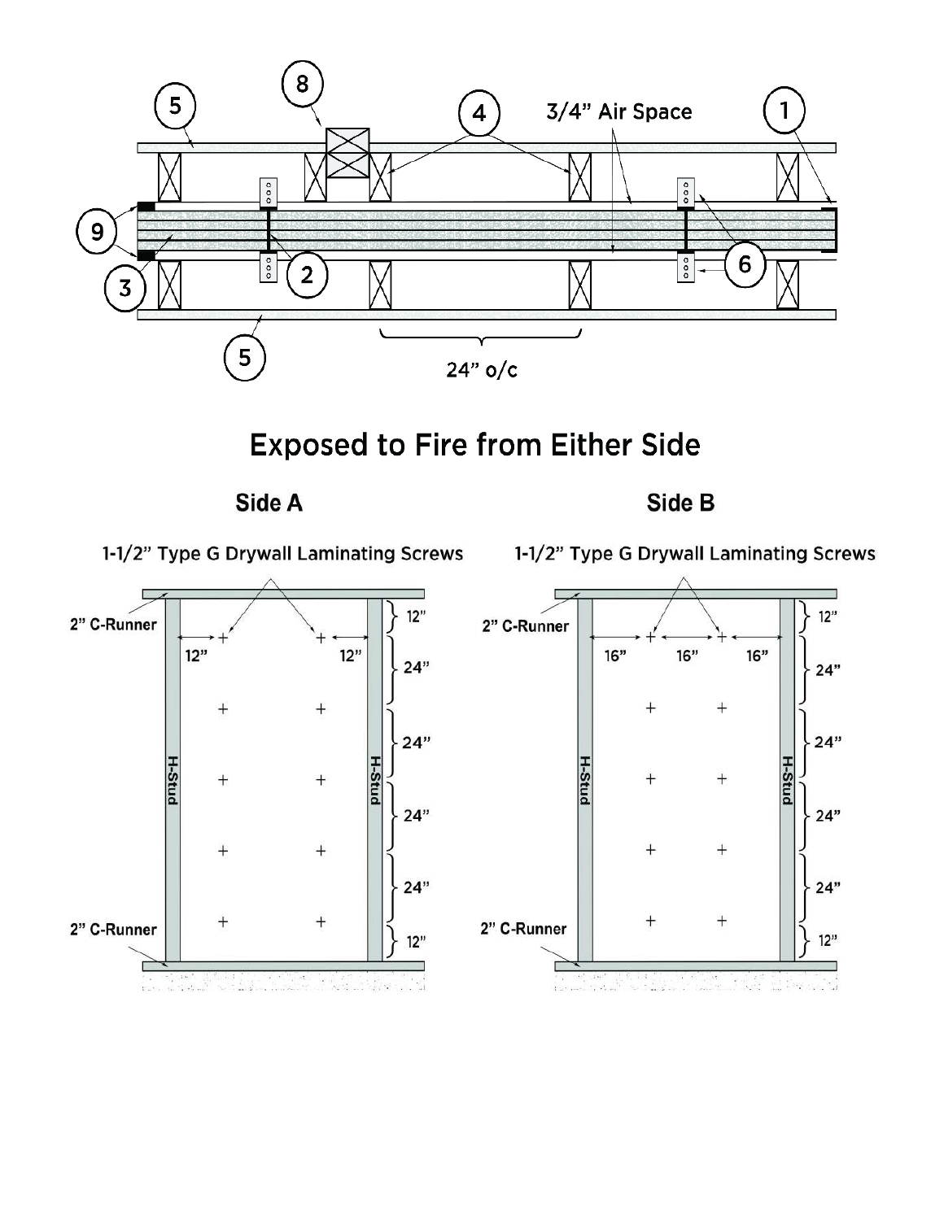## Exposed to Fire from Either Side

### Side A

1-1/2" Type G Drywall Laminating Screws

### Side B

1-1/2" Type G Drywall Laminating Screws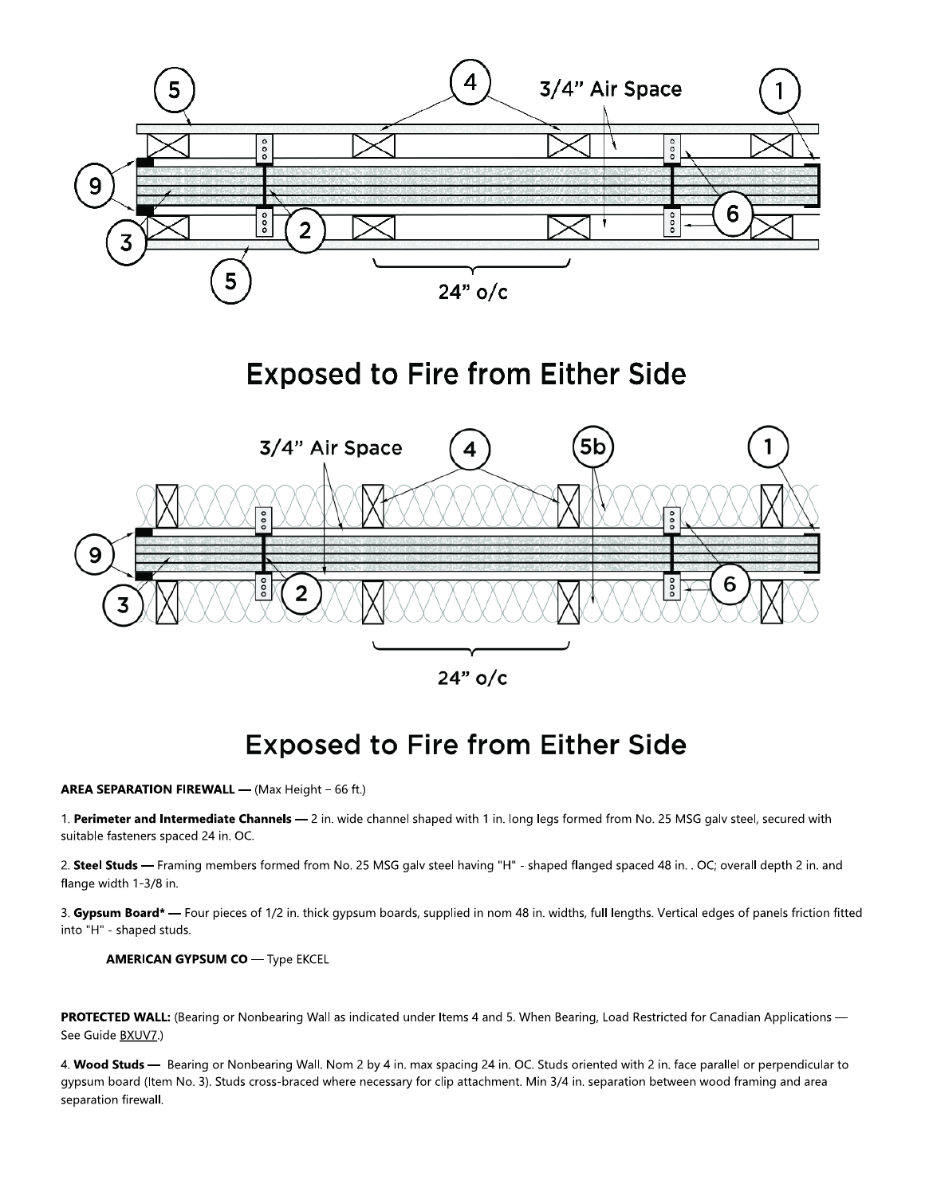Exposed to Fire from Either Side

Exposed to Fire from Either Side

**AREA SEPARATION FIREWALL —** (Max Height – 66 ft.)

1. **Perimeter and Intermediate Channels —** 2 in. wide channel shaped with 1 in. long legs formed from No. 25 MSG galv steel, secured with suitable fasteners spaced 24 in. OC.

2. **Steel Studs —** Framing members formed from No. 25 MSG galv steel having "H" - shaped flanged spaced 48 in. . OC; overall depth 2 in. and flange width 1-3/8 in.

3. **Gypsum Board* —** Four pieces of 1/2 in. thick gypsum boards, supplied in nom 48 in. widths, full lengths. Vertical edges of panels friction fitted into "H" - shaped studs.

**AMERICAN GYPSUM CO** — Type EKCEL

**PROTECTED WALL:** (Bearing or Nonbearing Wall as indicated under Items 4 and 5. When Bearing, Load Restricted for Canadian Applications — See Guide BXUV7.)

4. **Wood Studs —** Bearing or Nonbearing Wall. Nom 2 by 4 in. max spacing 24 in. OC. Studs oriented with 2 in. face parallel or perpendicular to gypsum board (Item No. 3). Studs cross-braced where necessary for clip attachment. Min 3/4 in. separation between wood framing and area separation firewall.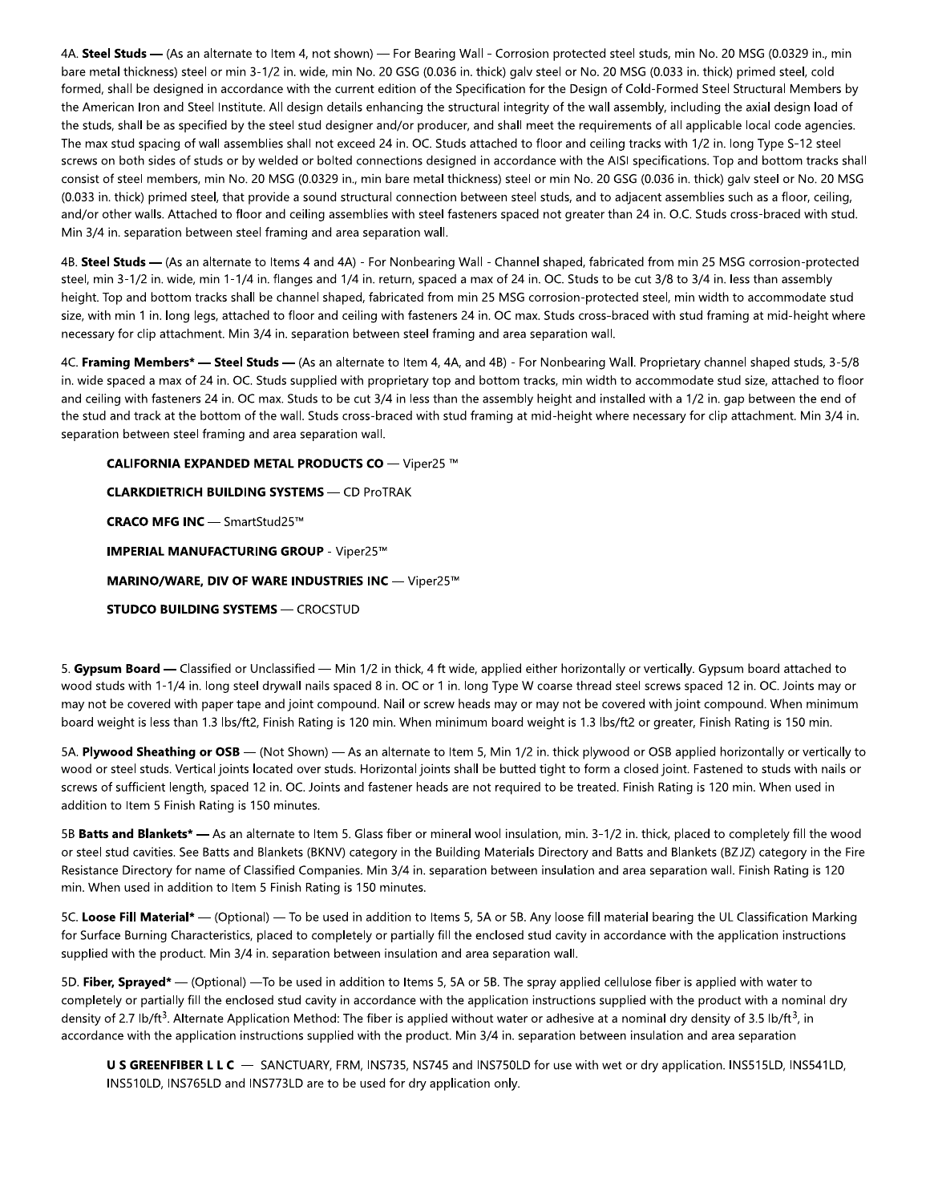4A. **Steel Studs —** (As an alternate to Item 4, not shown) — For Bearing Wall - Corrosion protected steel studs, min No. 20 MSG (0.0329 in., min bare metal thickness) steel or min 3-1/2 in. wide, min No. 20 GSG (0.036 in. thick) galv steel or No. 20 MSG (0.033 in. thick) primed steel, cold formed, shall be designed in accordance with the current edition of the Specification for the Design of Cold-Formed Steel Structural Members by the American Iron and Steel Institute. All design details enhancing the structural integrity of the wall assembly, including the axial design load of the studs, shall be as specified by the steel stud designer and/or producer, and shall meet the requirements of all applicable local code agencies. The max stud spacing of wall assemblies shall not exceed 24 in. OC. Studs attached to floor and ceiling tracks with 1/2 in. long Type S-12 steel screws on both sides of studs or by welded or bolted connections designed in accordance with the AISI specifications. Top and bottom tracks shall consist of steel members, min No. 20 MSG (0.0329 in., min bare metal thickness) steel or min No. 20 GSG (0.036 in. thick) galv steel or No. 20 MSG (0.033 in. thick) primed steel, that provide a sound structural connection between steel studs, and to adjacent assemblies such as a floor, ceiling, and/or other walls. Attached to floor and ceiling assemblies with steel fasteners spaced not greater than 24 in. O.C. Studs cross-braced with stud. Min 3/4 in. separation between steel framing and area separation wall.

4B. **Steel Studs —** (As an alternate to Items 4 and 4A) - For Nonbearing Wall - Channel shaped, fabricated from min 25 MSG corrosion-protected steel, min 3-1/2 in. wide, min 1-1/4 in. flanges and 1/4 in. return, spaced a max of 24 in. OC. Studs to be cut 3/8 to 3/4 in. less than assembly height. Top and bottom tracks shall be channel shaped, fabricated from min 25 MSG corrosion-protected steel, min width to accommodate stud size, with min 1 in. long legs, attached to floor and ceiling with fasteners 24 in. OC max. Studs cross-braced with stud framing at mid-height where necessary for clip attachment. Min 3/4 in. separation between steel framing and area separation wall.

4C. **Framing Members* — Steel Studs —** (As an alternate to Item 4, 4A, and 4B) - For Nonbearing Wall. Proprietary channel shaped studs, 3-5/8 in. wide spaced a max of 24 in. OC. Studs supplied with proprietary top and bottom tracks, min width to accommodate stud size, attached to floor and ceiling with fasteners 24 in. OC max. Studs to be cut 3/4 in less than the assembly height and installed with a 1/2 in. gap between the end of the stud and track at the bottom of the wall. Studs cross-braced with stud framing at mid-height where necessary for clip attachment. Min 3/4 in. separation between steel framing and area separation wall.

**CALIFORNIA EXPANDED METAL PRODUCTS CO** — Viper25 ™

**CLARKDIETRICH BUILDING SYSTEMS** — CD ProTRAK

**CRACO MFG INC** — SmartStud25™

**IMPERIAL MANUFACTURING GROUP** - Viper25™

**MARINO/WARE, DIV OF WARE INDUSTRIES INC** — Viper25™

**STUDCO BUILDING SYSTEMS** — CROCSTUD

5. **Gypsum Board —** Classified or Unclassified — Min 1/2 in thick, 4 ft wide, applied either horizontally or vertically. Gypsum board attached to wood studs with 1-1/4 in. long steel drywall nails spaced 8 in. OC or 1 in. long Type W coarse thread steel screws spaced 12 in. OC. Joints may or may not be covered with paper tape and joint compound. Nail or screw heads may or may not be covered with joint compound. When minimum board weight is less than 1.3 lbs/ft2, Finish Rating is 120 min. When minimum board weight is 1.3 lbs/ft2 or greater, Finish Rating is 150 min.

5A. **Plywood Sheathing or OSB** — (Not Shown) — As an alternate to Item 5, Min 1/2 in. thick plywood or OSB applied horizontally or vertically to wood or steel studs. Vertical joints located over studs. Horizontal joints shall be butted tight to form a closed joint. Fastened to studs with nails or screws of sufficient length, spaced 12 in. OC. Joints and fastener heads are not required to be treated. Finish Rating is 120 min. When used in addition to Item 5 Finish Rating is 150 minutes.

5B **Batts and Blankets* —** As an alternate to Item 5. Glass fiber or mineral wool insulation, min. 3-1/2 in. thick, placed to completely fill the wood or steel stud cavities. See Batts and Blankets (BKNV) category in the Building Materials Directory and Batts and Blankets (BZJZ) category in the Fire Resistance Directory for name of Classified Companies. Min 3/4 in. separation between insulation and area separation wall. Finish Rating is 120 min. When used in addition to Item 5 Finish Rating is 150 minutes.

5C. **Loose Fill Material*** — (Optional) — To be used in addition to Items 5, 5A or 5B. Any loose fill material bearing the UL Classification Marking for Surface Burning Characteristics, placed to completely or partially fill the enclosed stud cavity in accordance with the application instructions supplied with the product. Min 3/4 in. separation between insulation and area separation wall.

5D. **Fiber, Sprayed*** — (Optional) —To be used in addition to Items 5, 5A or 5B. The spray applied cellulose fiber is applied with water to completely or partially fill the enclosed stud cavity in accordance with the application instructions supplied with the product with a nominal dry density of 2.7 lb/ft$^3$. Alternate Application Method: The fiber is applied without water or adhesive at a nominal dry density of 3.5 lb/ft$^3$, in accordance with the application instructions supplied with the product. Min 3/4 in. separation between insulation and area separation

**U S GREENFIBER L L C** — SANCTUARY, FRM, INS735, NS745 and INS750LD for use with wet or dry application. INS515LD, INS541LD, INS510LD, INS765LD and INS773LD are to be used for dry application only.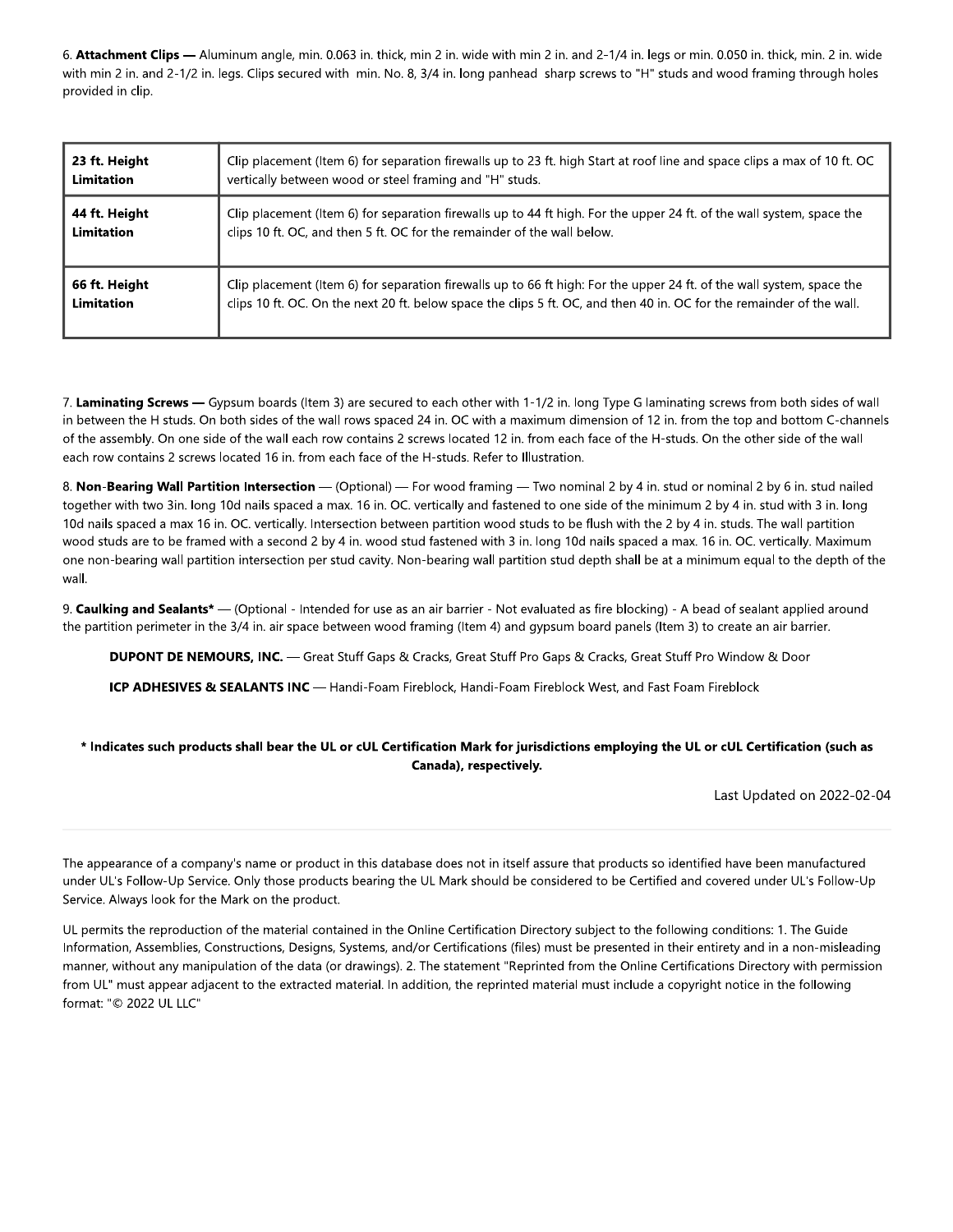6. **Attachment Clips —** Aluminum angle, min. 0.063 in. thick, min 2 in. wide with min 2 in. and 2-1/4 in. legs or min. 0.050 in. thick, min. 2 in. wide with min 2 in. and 2-1/2 in. legs. Clips secured with min. No. 8, 3/4 in. long panhead sharp screws to "H" studs and wood framing through holes provided in clip.

| | |
|---|---|
| **23 ft. Height Limitation** | Clip placement (Item 6) for separation firewalls up to 23 ft. high Start at roof line and space clips a max of 10 ft. OC vertically between wood or steel framing and "H" studs. |
| **44 ft. Height Limitation** | Clip placement (Item 6) for separation firewalls up to 44 ft high. For the upper 24 ft. of the wall system, space the clips 10 ft. OC, and then 5 ft. OC for the remainder of the wall below. |
| **66 ft. Height Limitation** | Clip placement (Item 6) for separation firewalls up to 66 ft high: For the upper 24 ft. of the wall system, space the clips 10 ft. OC. On the next 20 ft. below space the clips 5 ft. OC, and then 40 in. OC for the remainder of the wall. |

7. **Laminating Screws —** Gypsum boards (Item 3) are secured to each other with 1-1/2 in. long Type G laminating screws from both sides of wall in between the H studs. On both sides of the wall rows spaced 24 in. OC with a maximum dimension of 12 in. from the top and bottom C-channels of the assembly. On one side of the wall each row contains 2 screws located 12 in. from each face of the H-studs. On the other side of the wall each row contains 2 screws located 16 in. from each face of the H-studs. Refer to Illustration.

8. **Non-Bearing Wall Partition Intersection** — (Optional) — For wood framing — Two nominal 2 by 4 in. stud or nominal 2 by 6 in. stud nailed together with two 3in. long 10d nails spaced a max. 16 in. OC. vertically and fastened to one side of the minimum 2 by 4 in. stud with 3 in. long 10d nails spaced a max 16 in. OC. vertically. Intersection between partition wood studs to be flush with the 2 by 4 in. studs. The wall partition wood studs are to be framed with a second 2 by 4 in. wood stud fastened with 3 in. long 10d nails spaced a max. 16 in. OC. vertically. Maximum one non-bearing wall partition intersection per stud cavity. Non-bearing wall partition stud depth shall be at a minimum equal to the depth of the wall.

9. **Caulking and Sealants*** — (Optional - Intended for use as an air barrier - Not evaluated as fire blocking) - A bead of sealant applied around the partition perimeter in the 3/4 in. air space between wood framing (Item 4) and gypsum board panels (Item 3) to create an air barrier.

**DUPONT DE NEMOURS, INC.** — Great Stuff Gaps & Cracks, Great Stuff Pro Gaps & Cracks, Great Stuff Pro Window & Door

**ICP ADHESIVES & SEALANTS INC** — Handi-Foam Fireblock, Handi-Foam Fireblock West, and Fast Foam Fireblock

**\* Indicates such products shall bear the UL or cUL Certification Mark for jurisdictions employing the UL or cUL Certification (such as Canada), respectively.**

Last Updated on 2022-02-04

The appearance of a company's name or product in this database does not in itself assure that products so identified have been manufactured under UL's Follow-Up Service. Only those products bearing the UL Mark should be considered to be Certified and covered under UL's Follow-Up Service. Always look for the Mark on the product.

UL permits the reproduction of the material contained in the Online Certification Directory subject to the following conditions: 1. The Guide Information, Assemblies, Constructions, Designs, Systems, and/or Certifications (files) must be presented in their entirety and in a non-misleading manner, without any manipulation of the data (or drawings). 2. The statement "Reprinted from the Online Certifications Directory with permission from UL" must appear adjacent to the extracted material. In addition, the reprinted material must include a copyright notice in the following format: "© 2022 UL LLC"